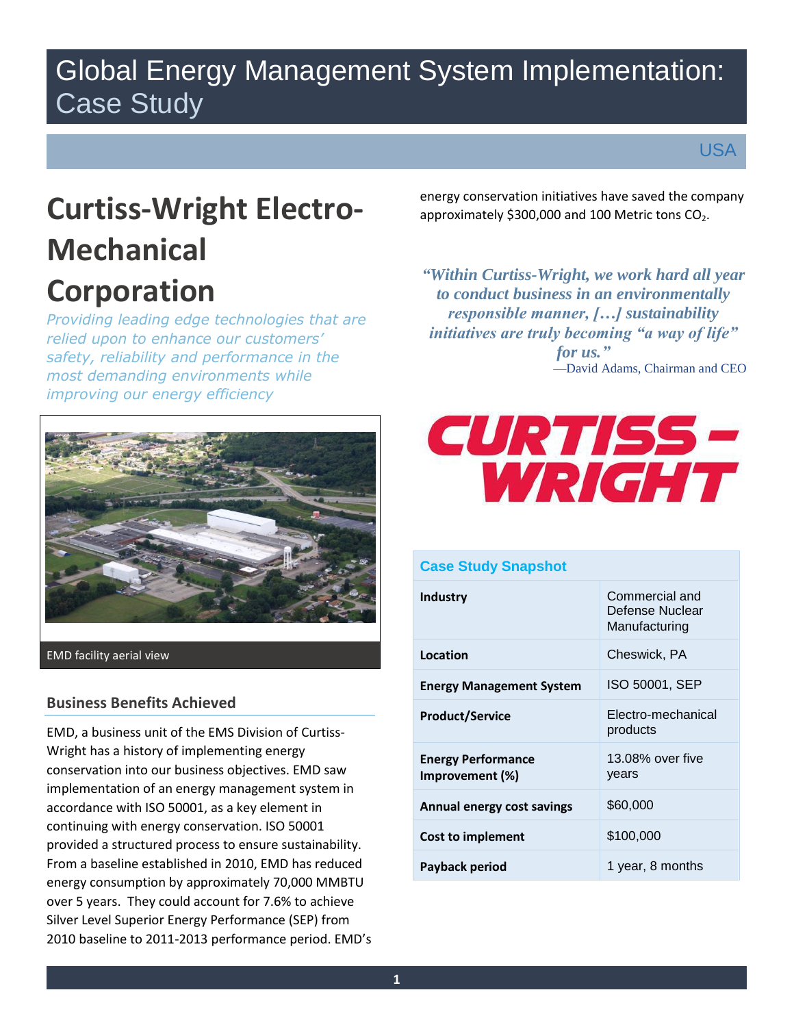# Global Energy Management System Implementation: Case Study

USA

## Curtiss-Wright Electro-Mechanical Corporation

*Providing leading edge technologies that are relied upon to enhance our customers' safety, reliability and performance in the most demanding environments while improving our energy efficiency*

EMD facility aerial view

### Business Benefits Achieved

EMD, a business unit of the EMS Division of Curtiss-Wright has a history of implementing energy conservation into our business objectives. EMD saw implementation of an energy management system in accordance with ISO 50001, as a key element in continuing with energy conservation. ISO 50001 provided a structured process to ensure sustainability. From a baseline established in 2010, EMD has reduced energy consumption by approximately 70,000 MMBTU over 5 years. They could account for 7.6% to achieve Silver Level Superior Energy Performance (SEP) from 2010 baseline to 2011-2013 performance period. EMD's energy conservation initiatives have saved the company approximately $300,000 and 100 Metric tons $CO_2$.

> ***"Within Curtiss-Wright, we work hard all year to conduct business in an environmentally responsible manner, […] sustainability initiatives are truly becoming "a way of life" for us."***
>
> —David Adams, Chairman and CEO

CURTISS-WRIGHT

| Case Study Snapshot | |
|---|---|
| **Industry** | Commercial and Defense Nuclear Manufacturing |
| **Location** | Cheswick, PA |
| **Energy Management System** | ISO 50001, SEP |
| **Product/Service** | Electro-mechanical products |
| **Energy Performance Improvement (%)** | 13.08% over five years |
| **Annual energy cost savings** | $60,000 |
| **Cost to implement** | $100,000 |
| **Payback period** | 1 year, 8 months |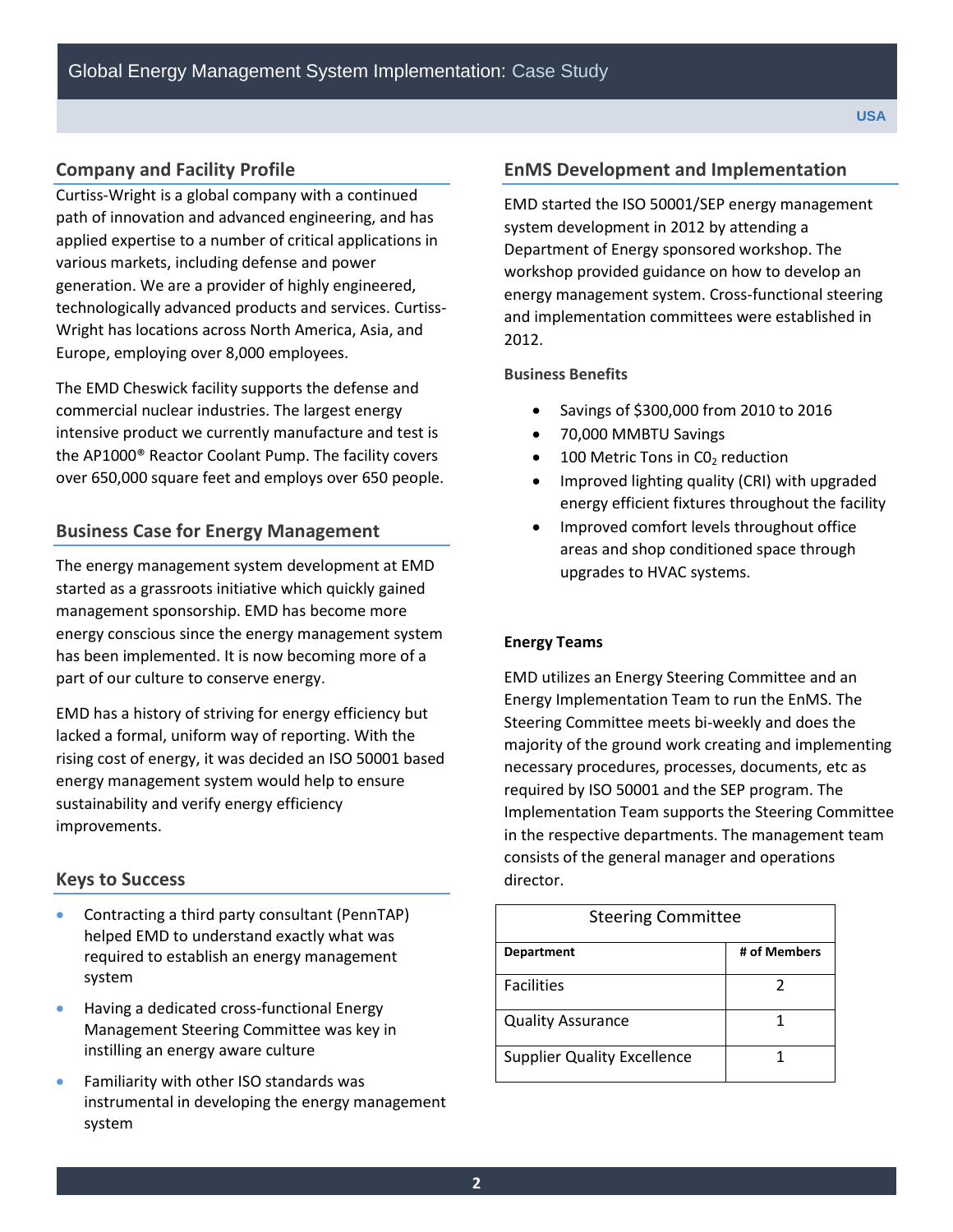## Company and Facility Profile

Curtiss-Wright is a global company with a continued path of innovation and advanced engineering, and has applied expertise to a number of critical applications in various markets, including defense and power generation. We are a provider of highly engineered, technologically advanced products and services. Curtiss-Wright has locations across North America, Asia, and Europe, employing over 8,000 employees.

The EMD Cheswick facility supports the defense and commercial nuclear industries. The largest energy intensive product we currently manufacture and test is the AP1000® Reactor Coolant Pump. The facility covers over 650,000 square feet and employs over 650 people.

## Business Case for Energy Management

The energy management system development at EMD started as a grassroots initiative which quickly gained management sponsorship. EMD has become more energy conscious since the energy management system has been implemented. It is now becoming more of a part of our culture to conserve energy.

EMD has a history of striving for energy efficiency but lacked a formal, uniform way of reporting. With the rising cost of energy, it was decided an ISO 50001 based energy management system would help to ensure sustainability and verify energy efficiency improvements.

## Keys to Success

- Contracting a third party consultant (PennTAP) helped EMD to understand exactly what was required to establish an energy management system
- Having a dedicated cross-functional Energy Management Steering Committee was key in instilling an energy aware culture
- Familiarity with other ISO standards was instrumental in developing the energy management system

## EnMS Development and Implementation

EMD started the ISO 50001/SEP energy management system development in 2012 by attending a Department of Energy sponsored workshop. The workshop provided guidance on how to develop an energy management system. Cross-functional steering and implementation committees were established in 2012.

### Business Benefits

- Savings of $300,000 from 2010 to 2016
- 70,000 MMBTU Savings
- 100 Metric Tons in $CO_2$ reduction
- Improved lighting quality (CRI) with upgraded energy efficient fixtures throughout the facility
- Improved comfort levels throughout office areas and shop conditioned space through upgrades to HVAC systems.

**Energy Teams**

EMD utilizes an Energy Steering Committee and an Energy Implementation Team to run the EnMS. The Steering Committee meets bi-weekly and does the majority of the ground work creating and implementing necessary procedures, processes, documents, etc as required by ISO 50001 and the SEP program. The Implementation Team supports the Steering Committee in the respective departments. The management team consists of the general manager and operations director.

| Steering Committee | |
|---|---|
| **Department** | **# of Members** |
| Facilities | 2 |
| Quality Assurance | 1 |
| Supplier Quality Excellence | 1 |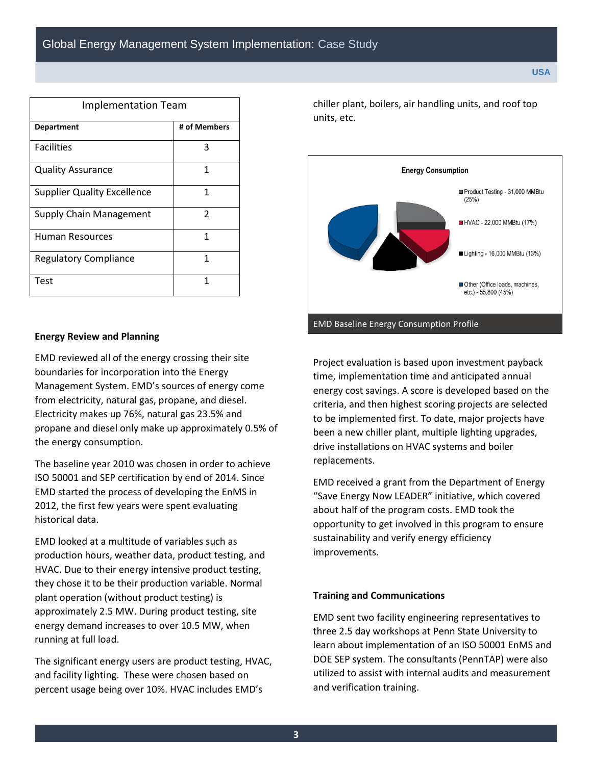| Implementation Team | |
|---|---|
| **Department** | **# of Members** |
| Facilities | 3 |
| Quality Assurance | 1 |
| Supplier Quality Excellence | 1 |
| Supply Chain Management | 2 |
| Human Resources | 1 |
| Regulatory Compliance | 1 |
| Test | 1 |

**Energy Review and Planning**

EMD reviewed all of the energy crossing their site boundaries for incorporation into the Energy Management System. EMD's sources of energy come from electricity, natural gas, propane, and diesel. Electricity makes up 76%, natural gas 23.5% and propane and diesel only make up approximately 0.5% of the energy consumption.

The baseline year 2010 was chosen in order to achieve ISO 50001 and SEP certification by end of 2014. Since EMD started the process of developing the EnMS in 2012, the first few years were spent evaluating historical data.

EMD looked at a multitude of variables such as production hours, weather data, product testing, and HVAC. Due to their energy intensive product testing, they chose it to be their production variable. Normal plant operation (without product testing) is approximately 2.5 MW. During product testing, site energy demand increases to over 10.5 MW, when running at full load.

The significant energy users are product testing, HVAC, and facility lighting. These were chosen based on percent usage being over 10%. HVAC includes EMD's chiller plant, boilers, air handling units, and roof top units, etc.

**Energy Consumption**

- Product Testing - 31,000 MMBtu (25%)
- HVAC - 22,000 MMBtu (17%)
- Lighting - 16,000 MMBtu (13%)
- Other (Office loads, machines, etc.) - 55,800 (45%)

EMD Baseline Energy Consumption Profile

Project evaluation is based upon investment payback time, implementation time and anticipated annual energy cost savings. A score is developed based on the criteria, and then highest scoring projects are selected to be implemented first. To date, major projects have been a new chiller plant, multiple lighting upgrades, drive installations on HVAC systems and boiler replacements.

EMD received a grant from the Department of Energy "Save Energy Now LEADER" initiative, which covered about half of the program costs. EMD took the opportunity to get involved in this program to ensure sustainability and verify energy efficiency improvements.

**Training and Communications**

EMD sent two facility engineering representatives to three 2.5 day workshops at Penn State University to learn about implementation of an ISO 50001 EnMS and DOE SEP system. The consultants (PennTAP) were also utilized to assist with internal audits and measurement and verification training.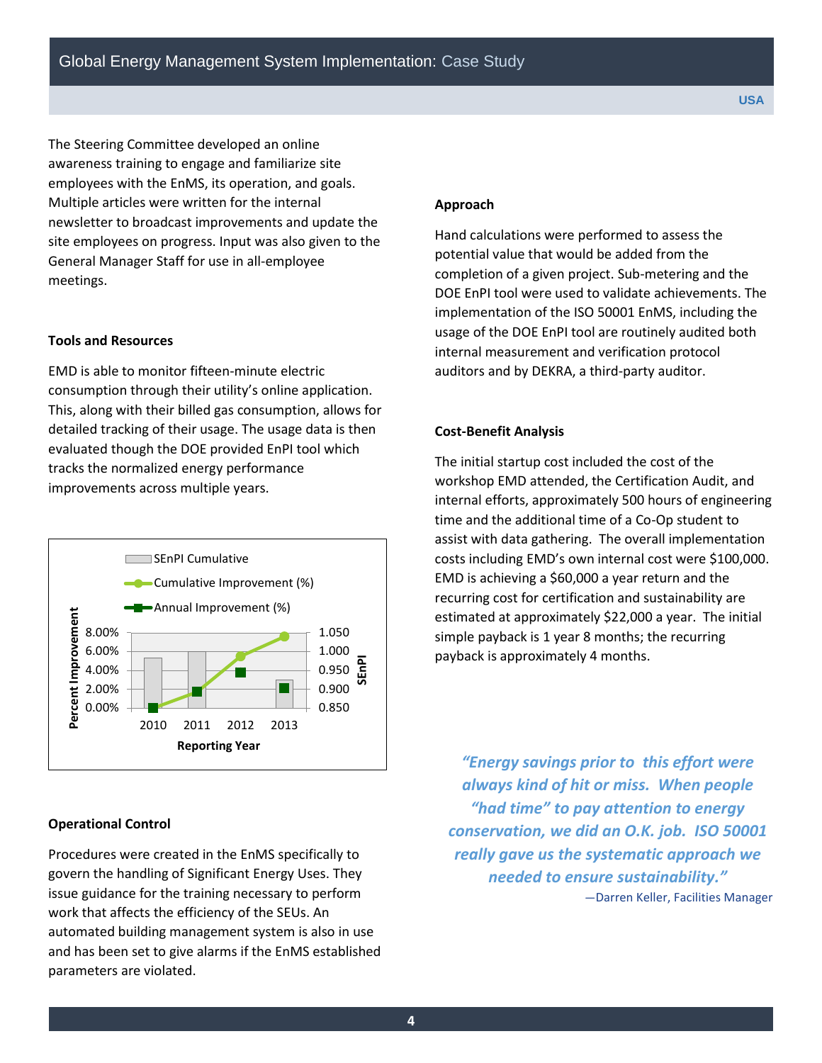The Steering Committee developed an online awareness training to engage and familiarize site employees with the EnMS, its operation, and goals. Multiple articles were written for the internal newsletter to broadcast improvements and update the site employees on progress. Input was also given to the General Manager Staff for use in all-employee meetings.

### Tools and Resources

EMD is able to monitor fifteen-minute electric consumption through their utility's online application. This, along with their billed gas consumption, allows for detailed tracking of their usage. The usage data is then evaluated though the DOE provided EnPI tool which tracks the normalized energy performance improvements across multiple years.

SEnPI Cumulative
Cumulative Improvement (%)
Annual Improvement (%)

Percent Improvement: 8.00%, 6.00%, 4.00%, 2.00%, 0.00%
SEnPI: 1.050, 1.000, 0.950, 0.900, 0.850
Reporting Year: 2010, 2011, 2012, 2013

### Operational Control

Procedures were created in the EnMS specifically to govern the handling of Significant Energy Uses. They issue guidance for the training necessary to perform work that affects the efficiency of the SEUs. An automated building management system is also in use and has been set to give alarms if the EnMS established parameters are violated.

### Approach

Hand calculations were performed to assess the potential value that would be added from the completion of a given project. Sub-metering and the DOE EnPI tool were used to validate achievements. The implementation of the ISO 50001 EnMS, including the usage of the DOE EnPI tool are routinely audited both internal measurement and verification protocol auditors and by DEKRA, a third-party auditor.

### Cost-Benefit Analysis

The initial startup cost included the cost of the workshop EMD attended, the Certification Audit, and internal efforts, approximately 500 hours of engineering time and the additional time of a Co-Op student to assist with data gathering. The overall implementation costs including EMD's own internal cost were $100,000. EMD is achieving a $60,000 a year return and the recurring cost for certification and sustainability are estimated at approximately $22,000 a year. The initial simple payback is 1 year 8 months; the recurring payback is approximately 4 months.

> ***"Energy savings prior to this effort were always kind of hit or miss. When people "had time" to pay attention to energy conservation, we did an O.K. job. ISO 50001 really gave us the systematic approach we needed to ensure sustainability."***
>
> —Darren Keller, Facilities Manager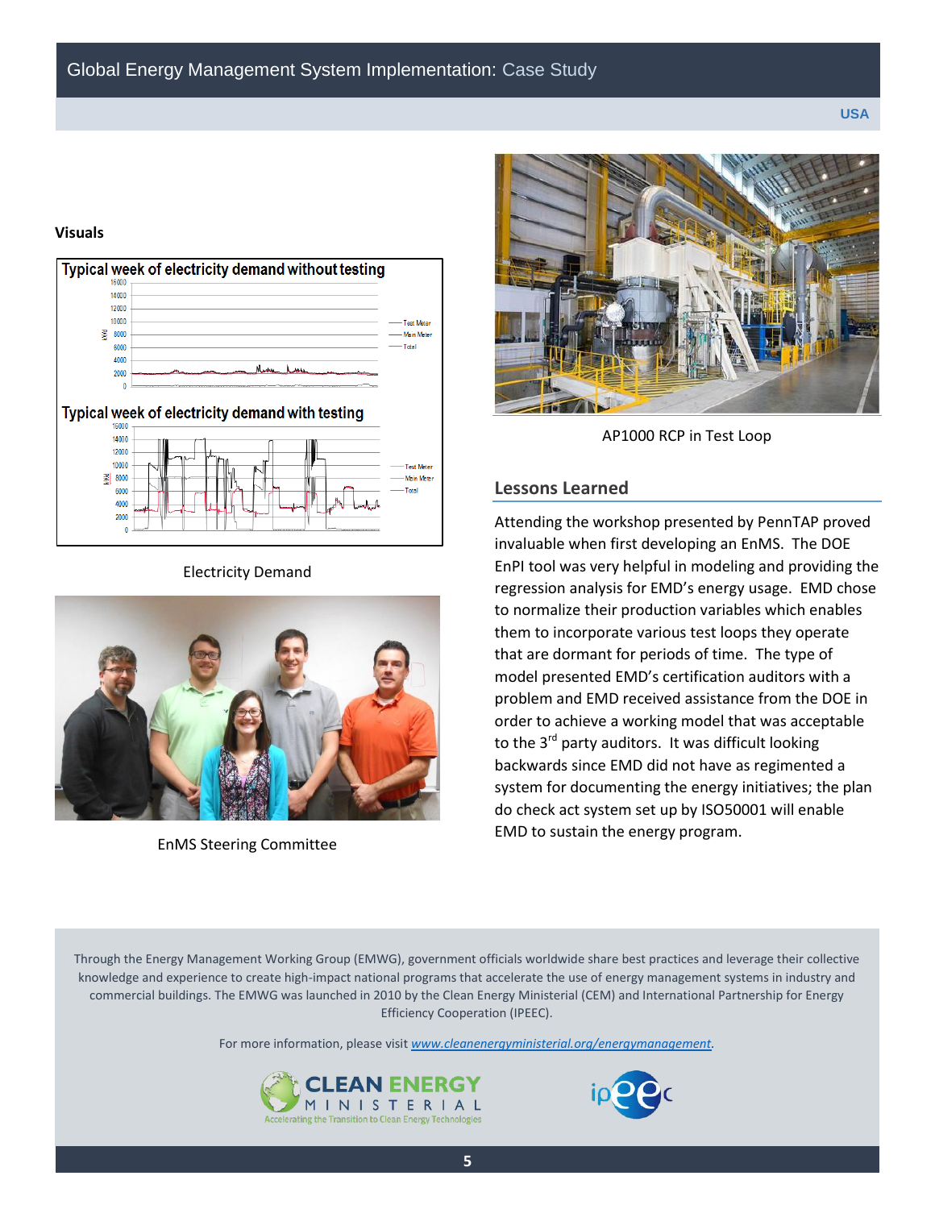## Visuals

Typical week of electricity demand without testing

16000
14000
12000
10000
8000
6000
4000
2000
0

kW

Test Meter
Main Meter
Total

Typical week of electricity demand with testing

16000
14000
12000
10000
8000
6000
4000
2000
0

kW

Test Meter
Main Meter
Total

Electricity Demand

EnMS Steering Committee

AP1000 RCP in Test Loop

## Lessons Learned

Attending the workshop presented by PennTAP proved invaluable when first developing an EnMS. The DOE EnPI tool was very helpful in modeling and providing the regression analysis for EMD's energy usage. EMD chose to normalize their production variables which enables them to incorporate various test loops they operate that are dormant for periods of time. The type of model presented EMD's certification auditors with a problem and EMD received assistance from the DOE in order to achieve a working model that was acceptable to the 3rd party auditors. It was difficult looking backwards since EMD did not have as regimented a system for documenting the energy initiatives; the plan do check act system set up by ISO50001 will enable EMD to sustain the energy program.

Through the Energy Management Working Group (EMWG), government officials worldwide share best practices and leverage their collective knowledge and experience to create high-impact national programs that accelerate the use of energy management systems in industry and commercial buildings. The EMWG was launched in 2010 by the Clean Energy Ministerial (CEM) and International Partnership for Energy Efficiency Cooperation (IPEEC).

For more information, please visit [www.cleanenergyministerial.org/energymanagement](http://www.cleanenergyministerial.org/energymanagement).

CLEAN ENERGY MINISTERIAL — Accelerating the Transition to Clean Energy Technologies

ipeec